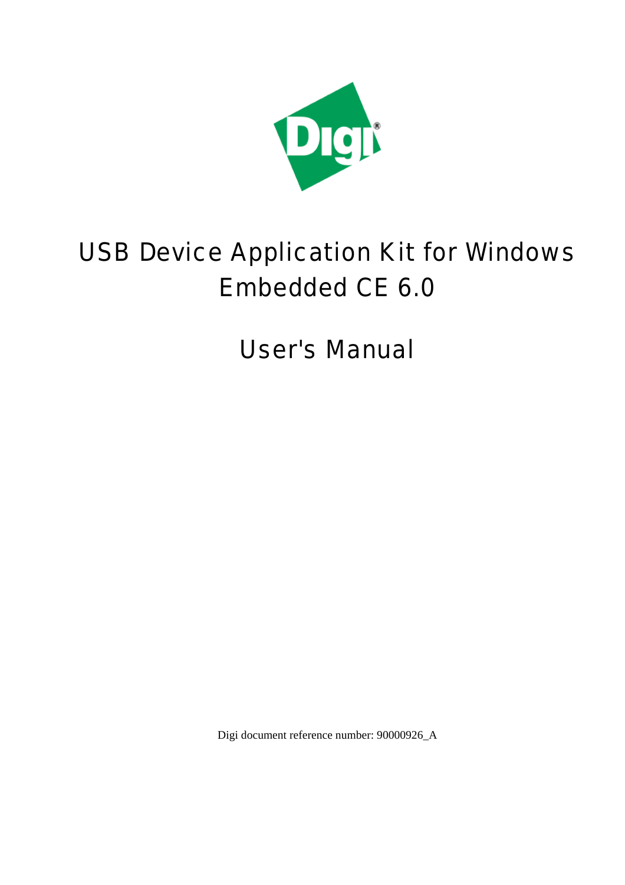# USB Device Application Kit for Windows Embedded CE 6.0

# User's Manual

Digi document reference number: 90000926_A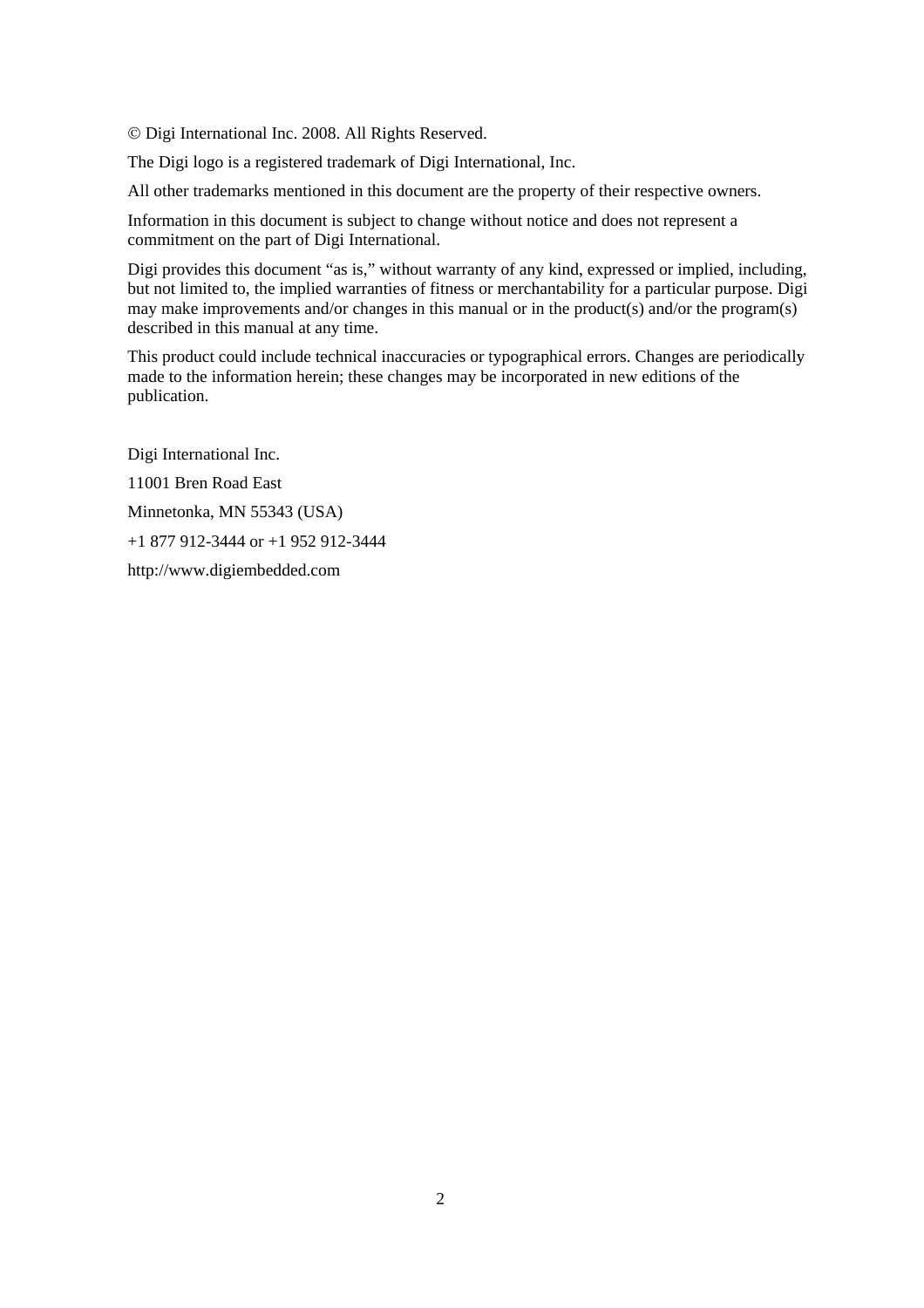© Digi International Inc. 2008. All Rights Reserved.

The Digi logo is a registered trademark of Digi International, Inc.

All other trademarks mentioned in this document are the property of their respective owners.

Information in this document is subject to change without notice and does not represent a commitment on the part of Digi International.

Digi provides this document "as is," without warranty of any kind, expressed or implied, including, but not limited to, the implied warranties of fitness or merchantability for a particular purpose. Digi may make improvements and/or changes in this manual or in the product(s) and/or the program(s) described in this manual at any time.

This product could include technical inaccuracies or typographical errors. Changes are periodically made to the information herein; these changes may be incorporated in new editions of the publication.

Digi International Inc.

11001 Bren Road East

Minnetonka, MN 55343 (USA)

+1 877 912-3444 or +1 952 912-3444

http://www.digiembedded.com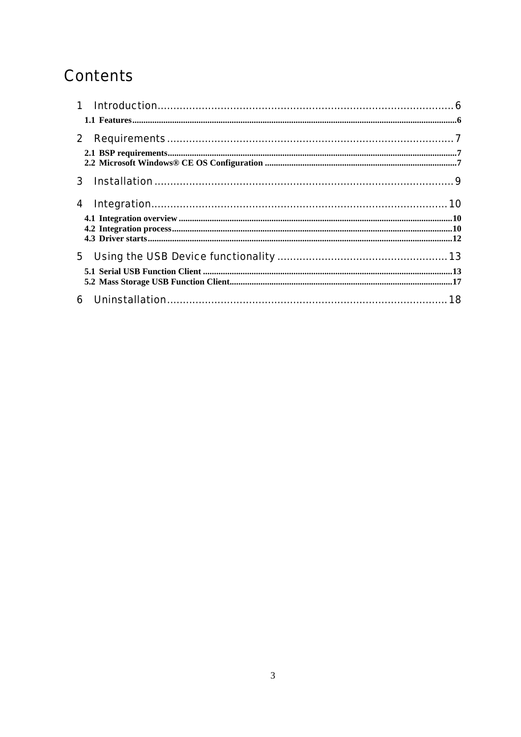# Contents

1 Introduction .......................................................................................... 6
  1.1 Features ........................................................................................... 6

2 Requirements ........................................................................................ 7
  2.1 BSP requirements ............................................................................ 7
  2.2 Microsoft Windows® CE OS Configuration ..................................... 7

3 Installation ............................................................................................ 9

4 Integration ........................................................................................... 10
  4.1 Integration overview ....................................................................... 10
  4.2 Integration process .......................................................................... 10
  4.3 Driver starts ..................................................................................... 12

5 Using the USB Device functionality ..................................................... 13
  5.1 Serial USB Function Client ............................................................. 13
  5.2 Mass Storage USB Function Client .................................................. 17

6 Uninstallation ....................................................................................... 18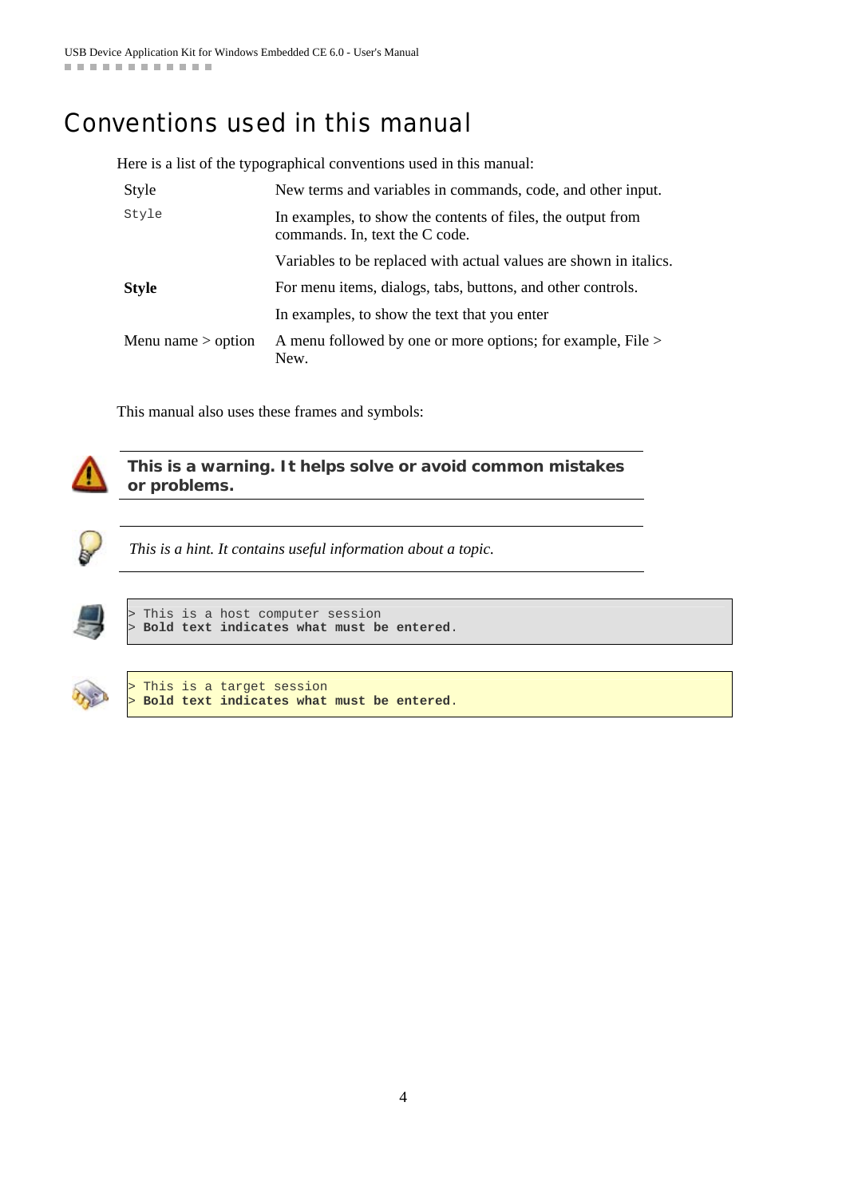# Conventions used in this manual

Here is a list of the typographical conventions used in this manual:

| Style | Description |
|---|---|
| Style | New terms and variables in commands, code, and other input. |
| `Style` | In examples, to show the contents of files, the output from commands. In, text the C code. |
| | Variables to be replaced with actual values are shown in italics. |
| **Style** | For menu items, dialogs, tabs, buttons, and other controls. |
| | In examples, to show the text that you enter |
| Menu name > option | A menu followed by one or more options; for example, File > New. |

This manual also uses these frames and symbols:

**This is a warning. It helps solve or avoid common mistakes or problems.**

*This is a hint. It contains useful information about a topic.*

```
> This is a host computer session
> Bold text indicates what must be entered.
```

```
> This is a target session
> Bold text indicates what must be entered.
```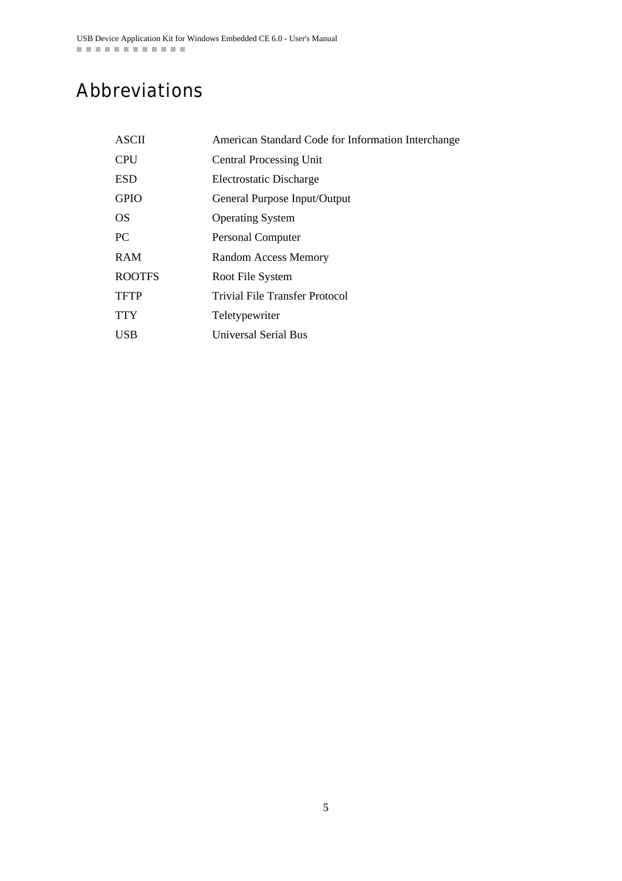# Abbreviations

| | |
|---|---|
| ASCII | American Standard Code for Information Interchange |
| CPU | Central Processing Unit |
| ESD | Electrostatic Discharge |
| GPIO | General Purpose Input/Output |
| OS | Operating System |
| PC | Personal Computer |
| RAM | Random Access Memory |
| ROOTFS | Root File System |
| TFTP | Trivial File Transfer Protocol |
| TTY | Teletypewriter |
| USB | Universal Serial Bus |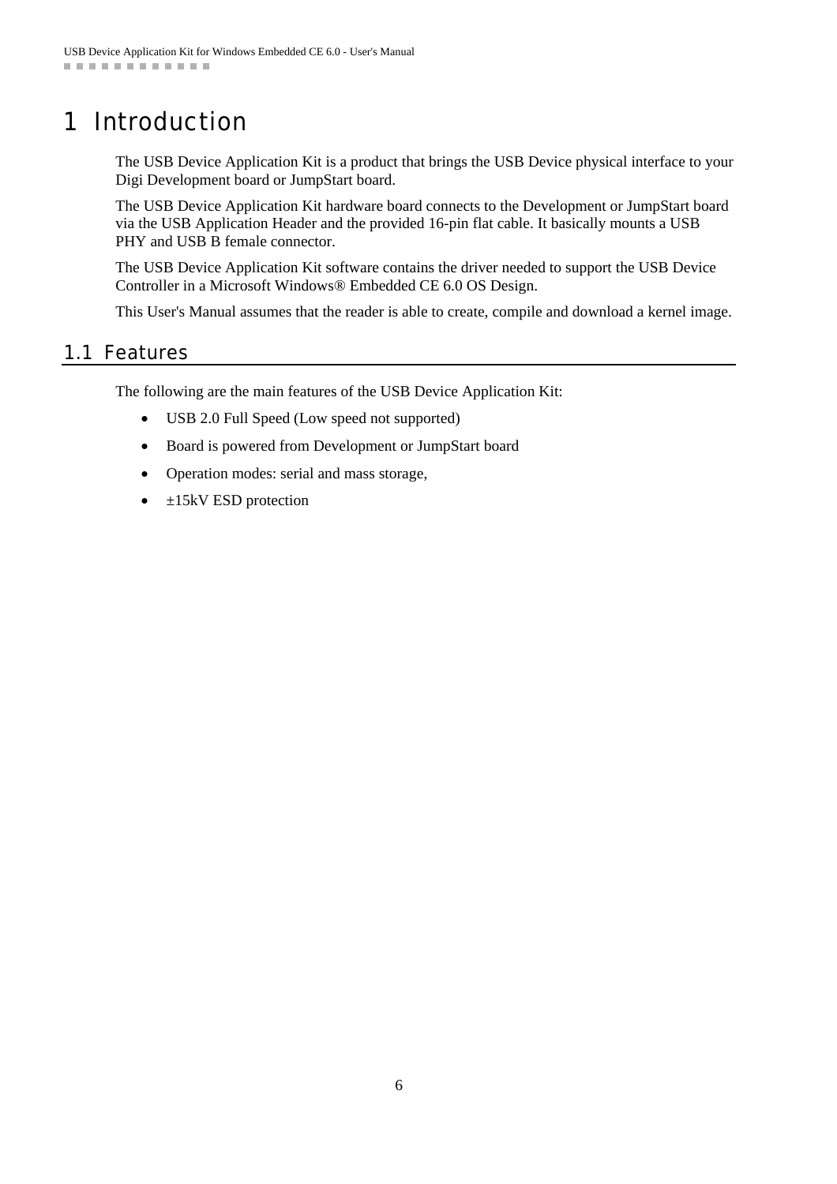# 1 Introduction

The USB Device Application Kit is a product that brings the USB Device physical interface to your Digi Development board or JumpStart board.

The USB Device Application Kit hardware board connects to the Development or JumpStart board via the USB Application Header and the provided 16-pin flat cable. It basically mounts a USB PHY and USB B female connector.

The USB Device Application Kit software contains the driver needed to support the USB Device Controller in a Microsoft Windows® Embedded CE 6.0 OS Design.

This User's Manual assumes that the reader is able to create, compile and download a kernel image.

## 1.1 Features

The following are the main features of the USB Device Application Kit:

- USB 2.0 Full Speed (Low speed not supported)
- Board is powered from Development or JumpStart board
- Operation modes: serial and mass storage,
- ±15kV ESD protection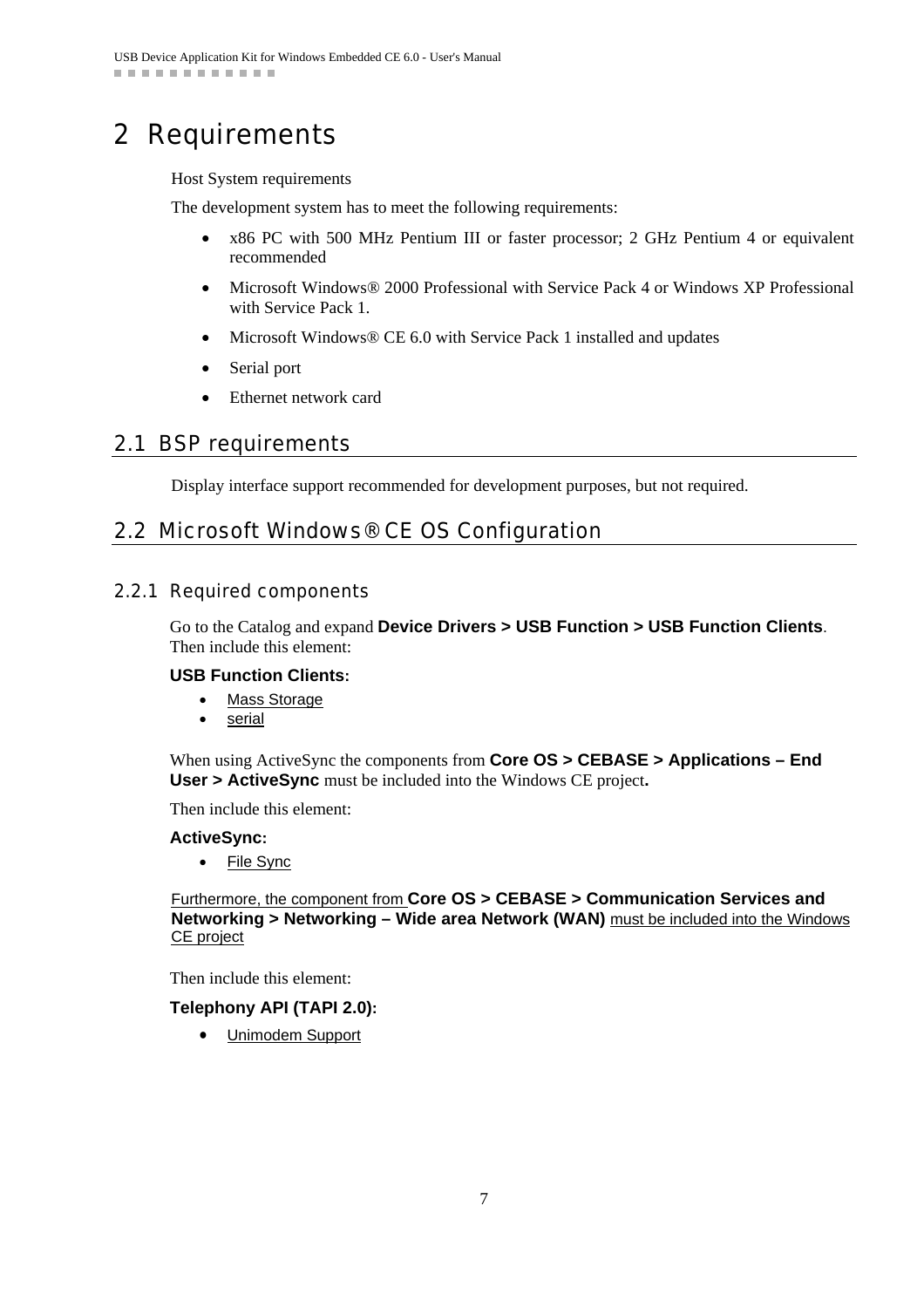# 2 Requirements

Host System requirements

The development system has to meet the following requirements:

- x86 PC with 500 MHz Pentium III or faster processor; 2 GHz Pentium 4 or equivalent recommended
- Microsoft Windows® 2000 Professional with Service Pack 4 or Windows XP Professional with Service Pack 1.
- Microsoft Windows® CE 6.0 with Service Pack 1 installed and updates
- Serial port
- Ethernet network card

## 2.1 BSP requirements

Display interface support recommended for development purposes, but not required.

## 2.2 Microsoft Windows® CE OS Configuration

### 2.2.1 Required components

Go to the Catalog and expand **Device Drivers > USB Function > USB Function Clients**. Then include this element:

**USB Function Clients:**

- Mass Storage
- serial

When using ActiveSync the components from **Core OS > CEBASE > Applications – End User > ActiveSync** must be included into the Windows CE project**.**

Then include this element:

**ActiveSync:**

- File Sync

Furthermore, the component from **Core OS > CEBASE > Communication Services and Networking > Networking – Wide area Network (WAN)** must be included into the Windows CE project

Then include this element:

**Telephony API (TAPI 2.0):**

- Unimodem Support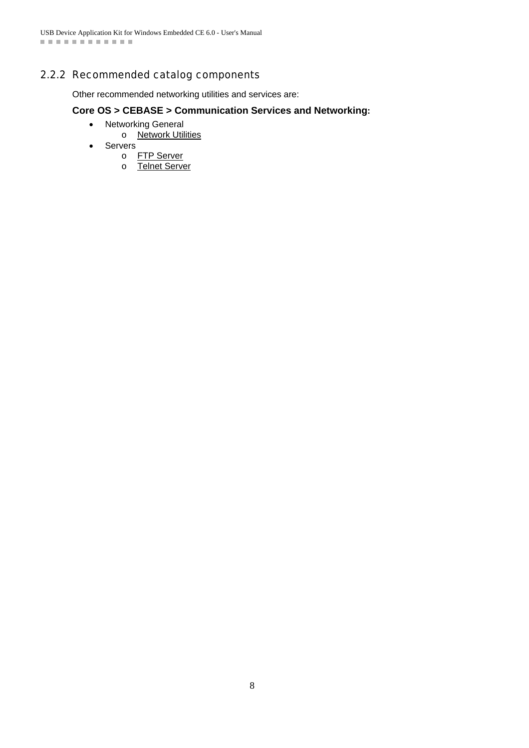### 2.2.2 Recommended catalog components

Other recommended networking utilities and services are:

**Core OS > CEBASE > Communication Services and Networking:**

- Networking General
  - Network Utilities
- Servers
  - FTP Server
  - Telnet Server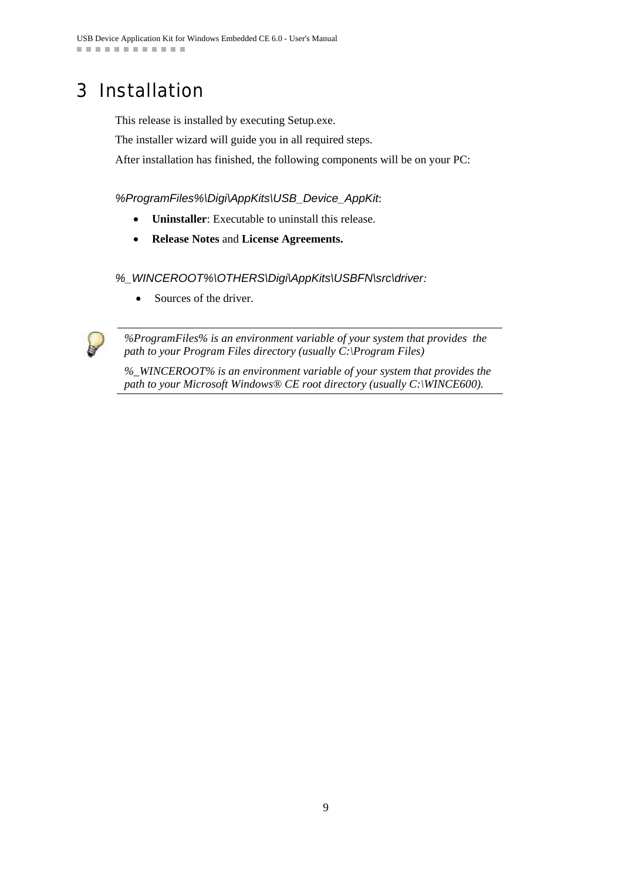# 3 Installation

This release is installed by executing Setup.exe.

The installer wizard will guide you in all required steps.

After installation has finished, the following components will be on your PC:

*%ProgramFiles%\Digi\AppKits\USB_Device_AppKit*:

- **Uninstaller**: Executable to uninstall this release.
- **Release Notes** and **License Agreements.**

*%_WINCEROOT%\OTHERS\Digi\AppKits\USBFN\src\driver:*

- Sources of the driver.

---

*%ProgramFiles% is an environment variable of your system that provides the path to your Program Files directory (usually C:\Program Files)*

*%_WINCEROOT% is an environment variable of your system that provides the path to your Microsoft Windows® CE root directory (usually C:\WINCE600).*

---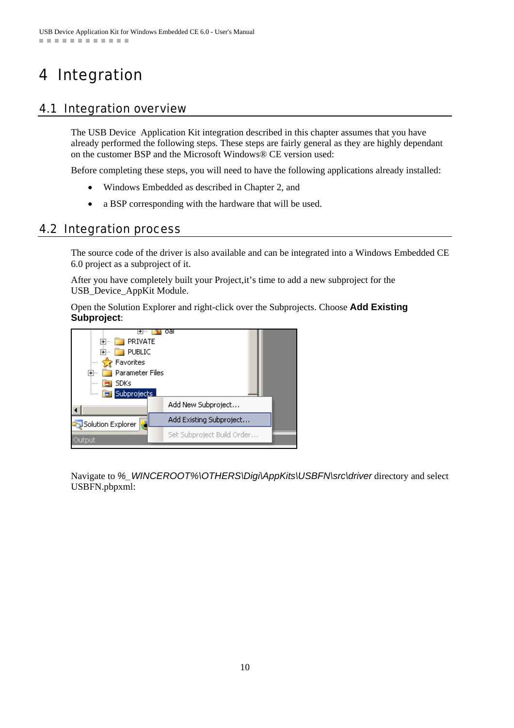# 4 Integration

## 4.1 Integration overview

The USB Device  Application Kit integration described in this chapter assumes that you have already performed the following steps. These steps are fairly general as they are highly dependant on the customer BSP and the Microsoft Windows® CE version used:

Before completing these steps, you will need to have the following applications already installed:

- Windows Embedded as described in Chapter 2, and
- a BSP corresponding with the hardware that will be used.

## 4.2 Integration process

The source code of the driver is also available and can be integrated into a Windows Embedded CE 6.0 project as a subproject of it.

After you have completely built your Project,it's time to add a new subproject for the USB_Device_AppKit Module.

Open the Solution Explorer and right-click over the Subprojects. Choose **Add Existing Subproject**:

Navigate to *%_WINCEROOT%\OTHERS\Digi\AppKits\USBFN\src\driver* directory and select USBFN.pbpxml: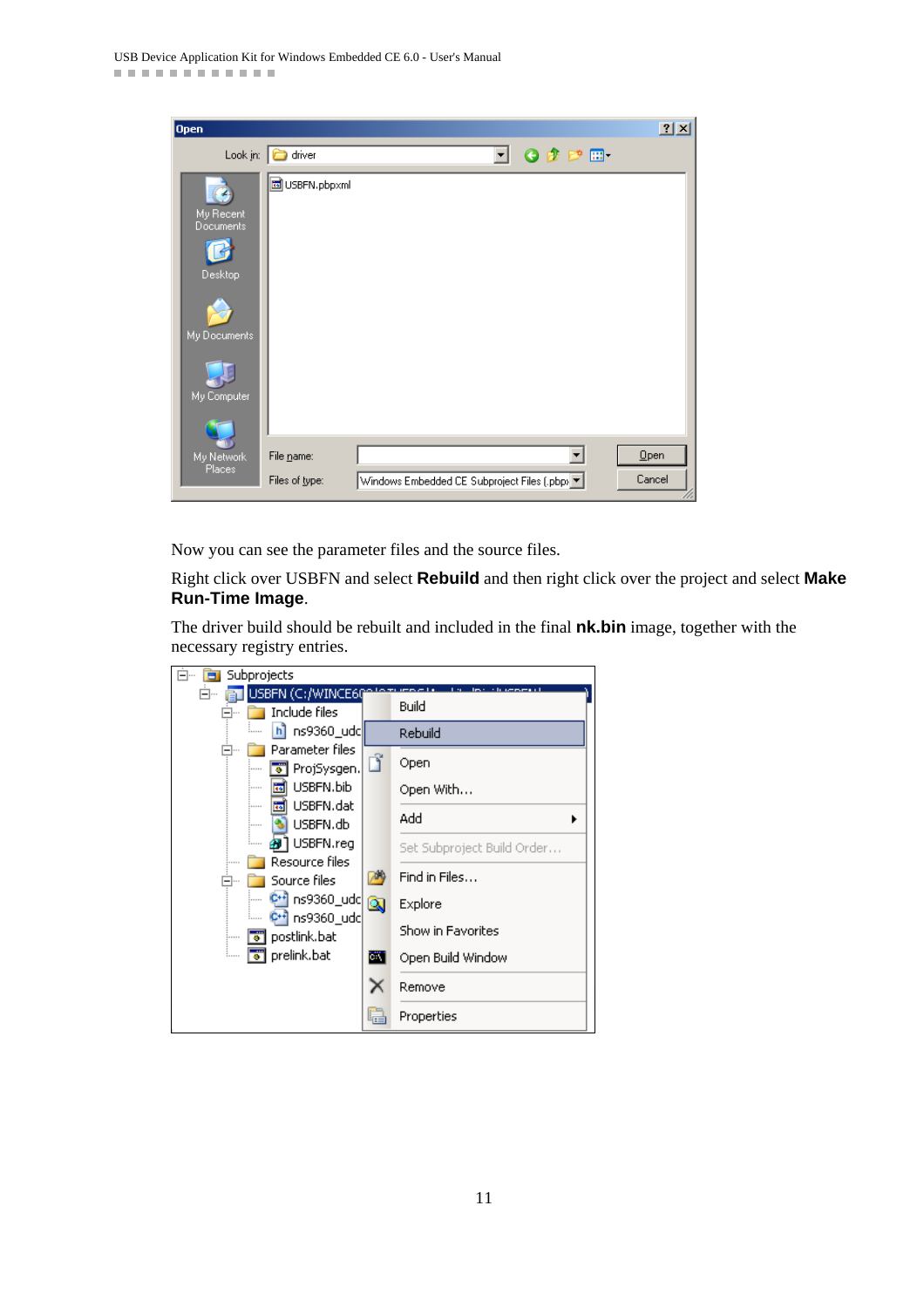Now you can see the parameter files and the source files.

Right click over USBFN and select **Rebuild** and then right click over the project and select **Make Run-Time Image**.

The driver build should be rebuilt and included in the final **nk.bin** image, together with the necessary registry entries.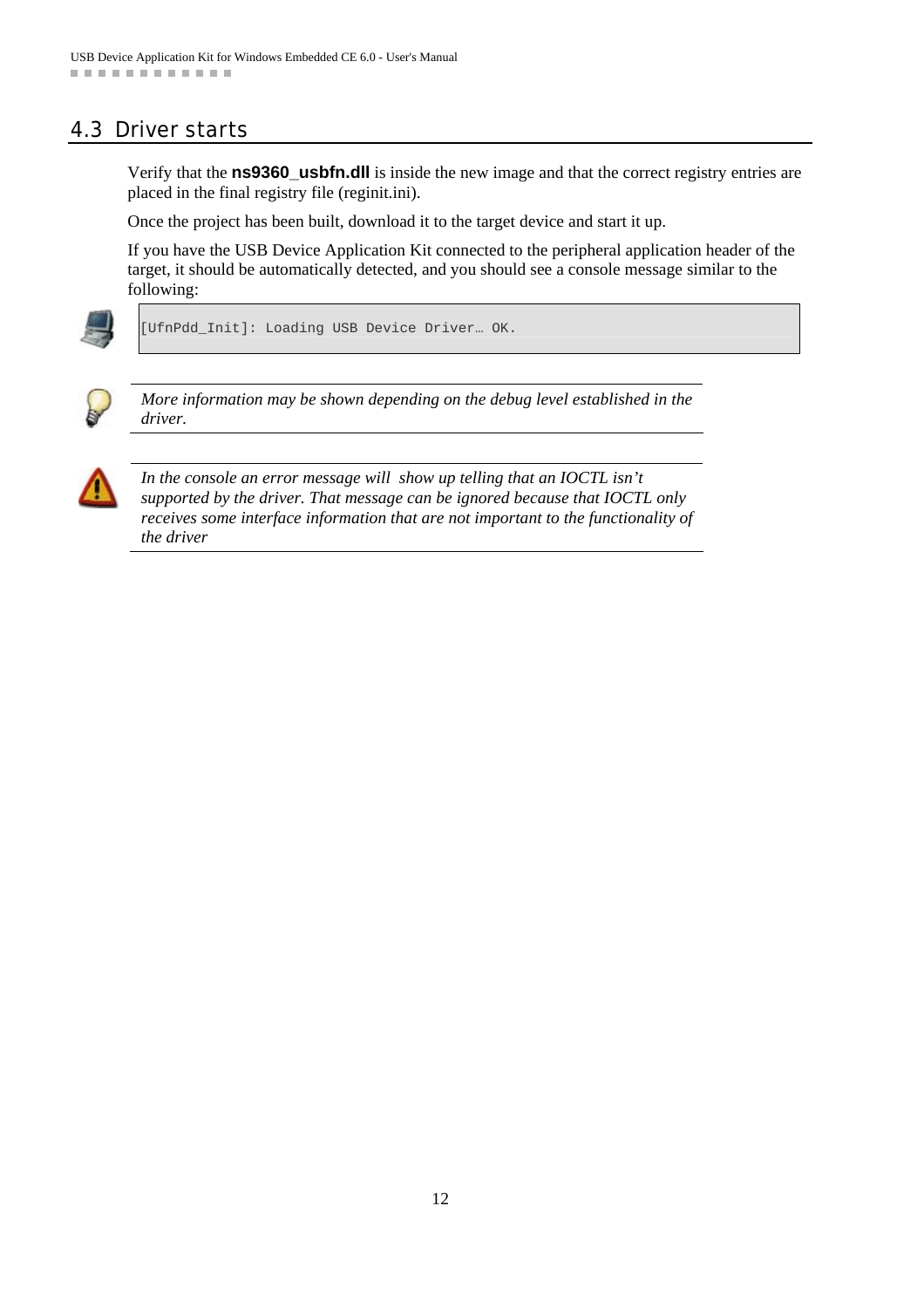## 4.3 Driver starts

Verify that the **ns9360_usbfn.dll** is inside the new image and that the correct registry entries are placed in the final registry file (reginit.ini).

Once the project has been built, download it to the target device and start it up.

If you have the USB Device Application Kit connected to the peripheral application header of the target, it should be automatically detected, and you should see a console message similar to the following:

```
[UfnPdd_Init]: Loading USB Device Driver… OK.
```

*More information may be shown depending on the debug level established in the driver.*

*In the console an error message will  show up telling that an IOCTL isn't supported by the driver. That message can be ignored because that IOCTL only receives some interface information that are not important to the functionality of the driver*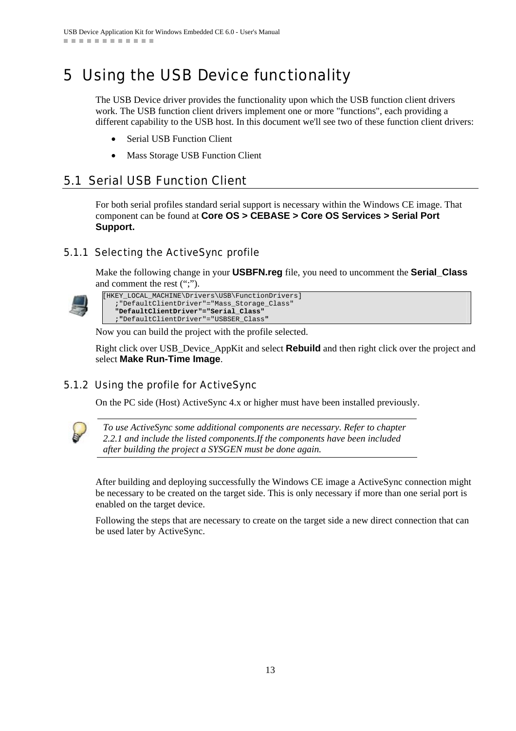# 5 Using the USB Device functionality

The USB Device driver provides the functionality upon which the USB function client drivers work. The USB function client drivers implement one or more "functions", each providing a different capability to the USB host. In this document we'll see two of these function client drivers:

- Serial USB Function Client
- Mass Storage USB Function Client

## 5.1 Serial USB Function Client

For both serial profiles standard serial support is necessary within the Windows CE image. That component can be found at **Core OS > CEBASE > Core OS Services > Serial Port Support.**

### 5.1.1 Selecting the ActiveSync profile

Make the following change in your **USBFN.reg** file, you need to uncomment the **Serial_Class** and comment the rest (";").

```
[HKEY_LOCAL_MACHINE\Drivers\USB\FunctionDrivers]
   ;"DefaultClientDriver"="Mass_Storage_Class"
   "DefaultClientDriver"="Serial_Class"
   ;"DefaultClientDriver"="USBSER_Class"
```

Now you can build the project with the profile selected.

Right click over USB_Device_AppKit and select **Rebuild** and then right click over the project and select **Make Run-Time Image**.

### 5.1.2 Using the profile for ActiveSync

On the PC side (Host) ActiveSync 4.x or higher must have been installed previously.

*To use ActiveSync some additional components are necessary. Refer to chapter 2.2.1 and include the listed components.If the components have been included after building the project a SYSGEN must be done again.*

After building and deploying successfully the Windows CE image a ActiveSync connection might be necessary to be created on the target side. This is only necessary if more than one serial port is enabled on the target device.

Following the steps that are necessary to create on the target side a new direct connection that can be used later by ActiveSync.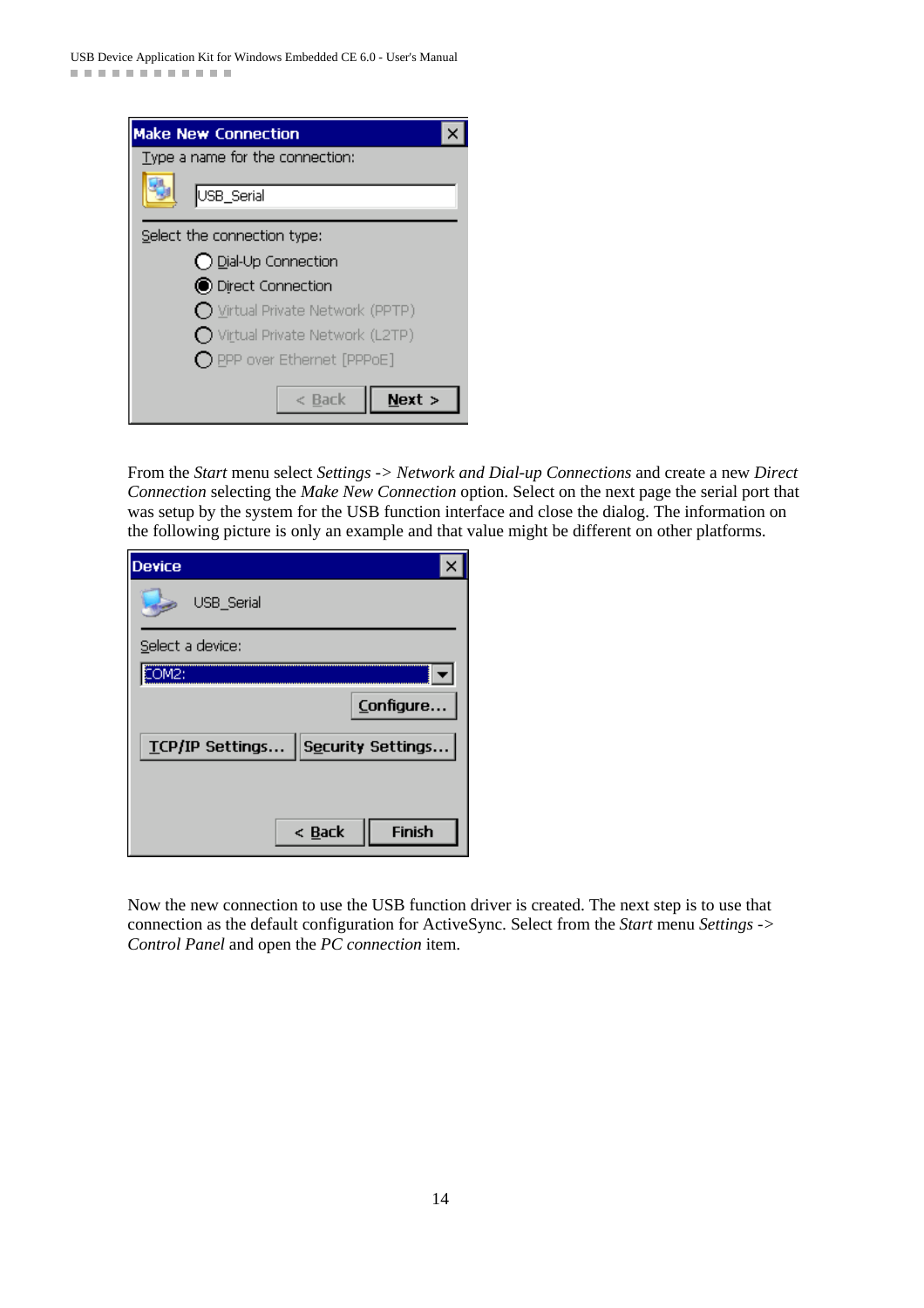From the *Start* menu select *Settings* -> *Network and Dial-up Connections* and create a new *Direct Connection* selecting the *Make New Connection* option. Select on the next page the serial port that was setup by the system for the USB function interface and close the dialog. The information on the following picture is only an example and that value might be different on other platforms.

Now the new connection to use the USB function driver is created. The next step is to use that connection as the default configuration for ActiveSync. Select from the *Start* menu *Settings* -> *Control Panel* and open the *PC connection* item.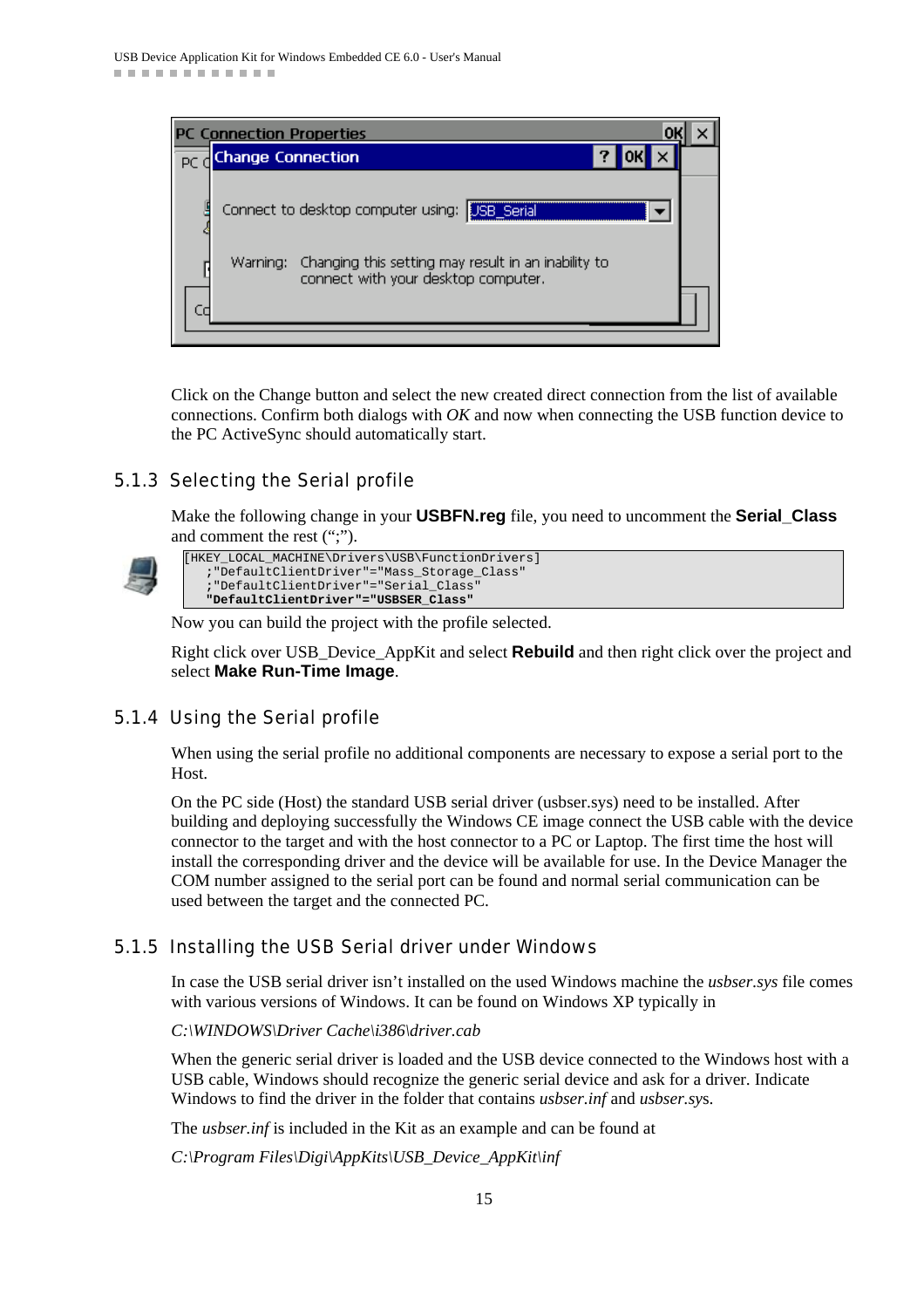Click on the Change button and select the new created direct connection from the list of available connections. Confirm both dialogs with *OK* and now when connecting the USB function device to the PC ActiveSync should automatically start.

### 5.1.3 Selecting the Serial profile

Make the following change in your **USBFN.reg** file, you need to uncomment the **Serial_Class** and comment the rest (";").

```
[HKEY_LOCAL_MACHINE\Drivers\USB\FunctionDrivers]
   ;"DefaultClientDriver"="Mass_Storage_Class"
   ;"DefaultClientDriver"="Serial_Class"
   "DefaultClientDriver"="USBSER_Class"
```

Now you can build the project with the profile selected.

Right click over USB_Device_AppKit and select **Rebuild** and then right click over the project and select **Make Run-Time Image**.

### 5.1.4 Using the Serial profile

When using the serial profile no additional components are necessary to expose a serial port to the Host.

On the PC side (Host) the standard USB serial driver (usbser.sys) need to be installed. After building and deploying successfully the Windows CE image connect the USB cable with the device connector to the target and with the host connector to a PC or Laptop. The first time the host will install the corresponding driver and the device will be available for use. In the Device Manager the COM number assigned to the serial port can be found and normal serial communication can be used between the target and the connected PC.

### 5.1.5 Installing the USB Serial driver under Windows

In case the USB serial driver isn't installed on the used Windows machine the *usbser.sys* file comes with various versions of Windows. It can be found on Windows XP typically in

*C:\WINDOWS\Driver Cache\i386\driver.cab*

When the generic serial driver is loaded and the USB device connected to the Windows host with a USB cable, Windows should recognize the generic serial device and ask for a driver. Indicate Windows to find the driver in the folder that contains *usbser.inf* and *usbser.sys*.

The *usbser.inf* is included in the Kit as an example and can be found at

*C:\Program Files\Digi\AppKits\USB_Device_AppKit\inf*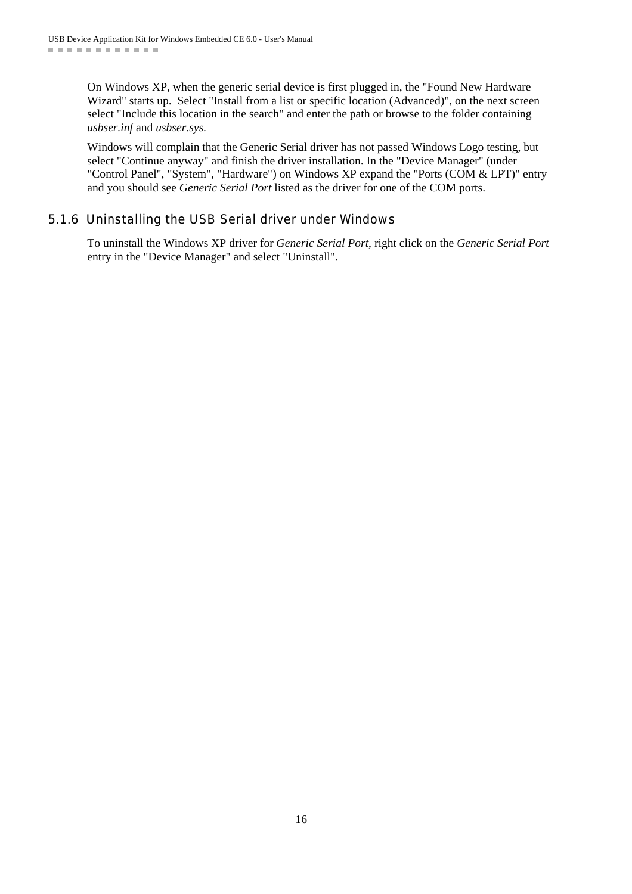On Windows XP, when the generic serial device is first plugged in, the "Found New Hardware Wizard" starts up. Select "Install from a list or specific location (Advanced)", on the next screen select "Include this location in the search" and enter the path or browse to the folder containing *usbser.inf* and *usbser.sys*.

Windows will complain that the Generic Serial driver has not passed Windows Logo testing, but select "Continue anyway" and finish the driver installation. In the "Device Manager" (under "Control Panel", "System", "Hardware") on Windows XP expand the "Ports (COM & LPT)" entry and you should see *Generic Serial Port* listed as the driver for one of the COM ports.

### 5.1.6 Uninstalling the USB Serial driver under Windows

To uninstall the Windows XP driver for *Generic Serial Port*, right click on the *Generic Serial Port* entry in the "Device Manager" and select "Uninstall".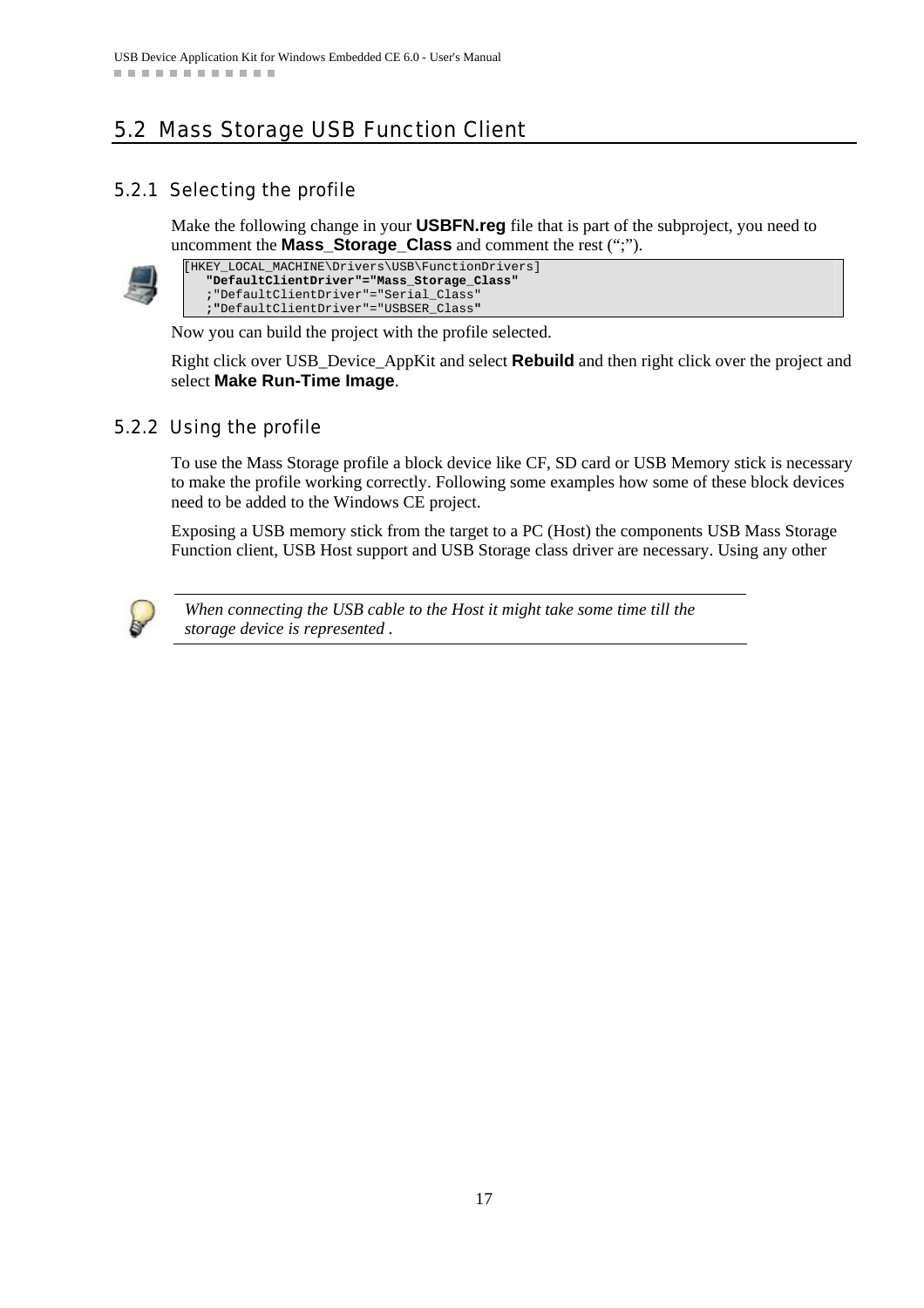## 5.2 Mass Storage USB Function Client

### 5.2.1 Selecting the profile

Make the following change in your **USBFN.reg** file that is part of the subproject, you need to uncomment the **Mass_Storage_Class** and comment the rest (“;”).

```
[HKEY_LOCAL_MACHINE\Drivers\USB\FunctionDrivers]
   "DefaultClientDriver"="Mass_Storage_Class"
   ;"DefaultClientDriver"="Serial_Class"
   ;"DefaultClientDriver"="USBSER_Class"
```

Now you can build the project with the profile selected.

Right click over USB_Device_AppKit and select **Rebuild** and then right click over the project and select **Make Run-Time Image**.

### 5.2.2 Using the profile

To use the Mass Storage profile a block device like CF, SD card or USB Memory stick is necessary to make the profile working correctly. Following some examples how some of these block devices need to be added to the Windows CE project.

Exposing a USB memory stick from the target to a PC (Host) the components USB Mass Storage Function client, USB Host support and USB Storage class driver are necessary. Using any other

*When connecting the USB cable to the Host it might take some time till the storage device is represented .*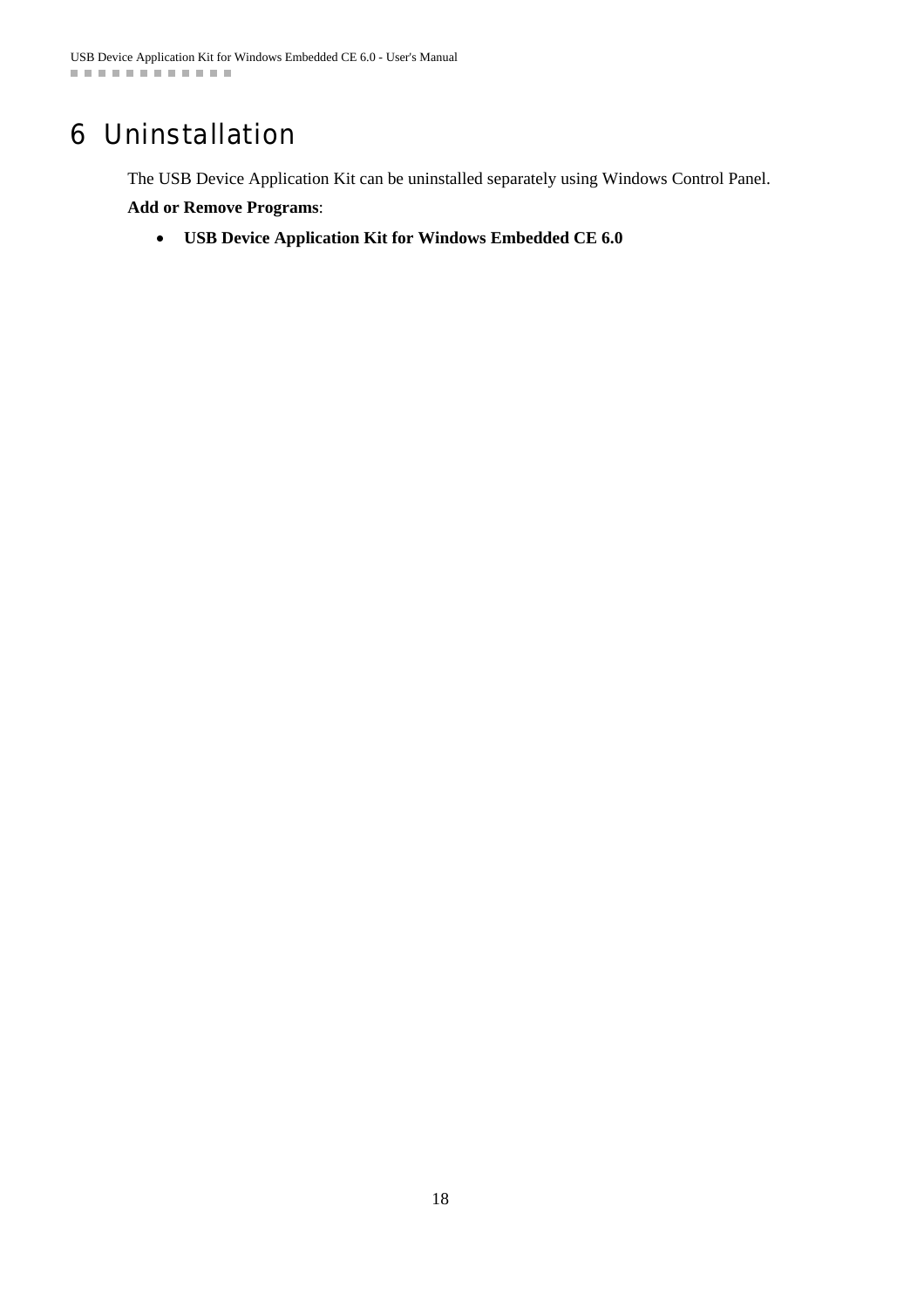# 6 Uninstallation

The USB Device Application Kit can be uninstalled separately using Windows Control Panel.

**Add or Remove Programs**:

- **USB Device Application Kit for Windows Embedded CE 6.0**